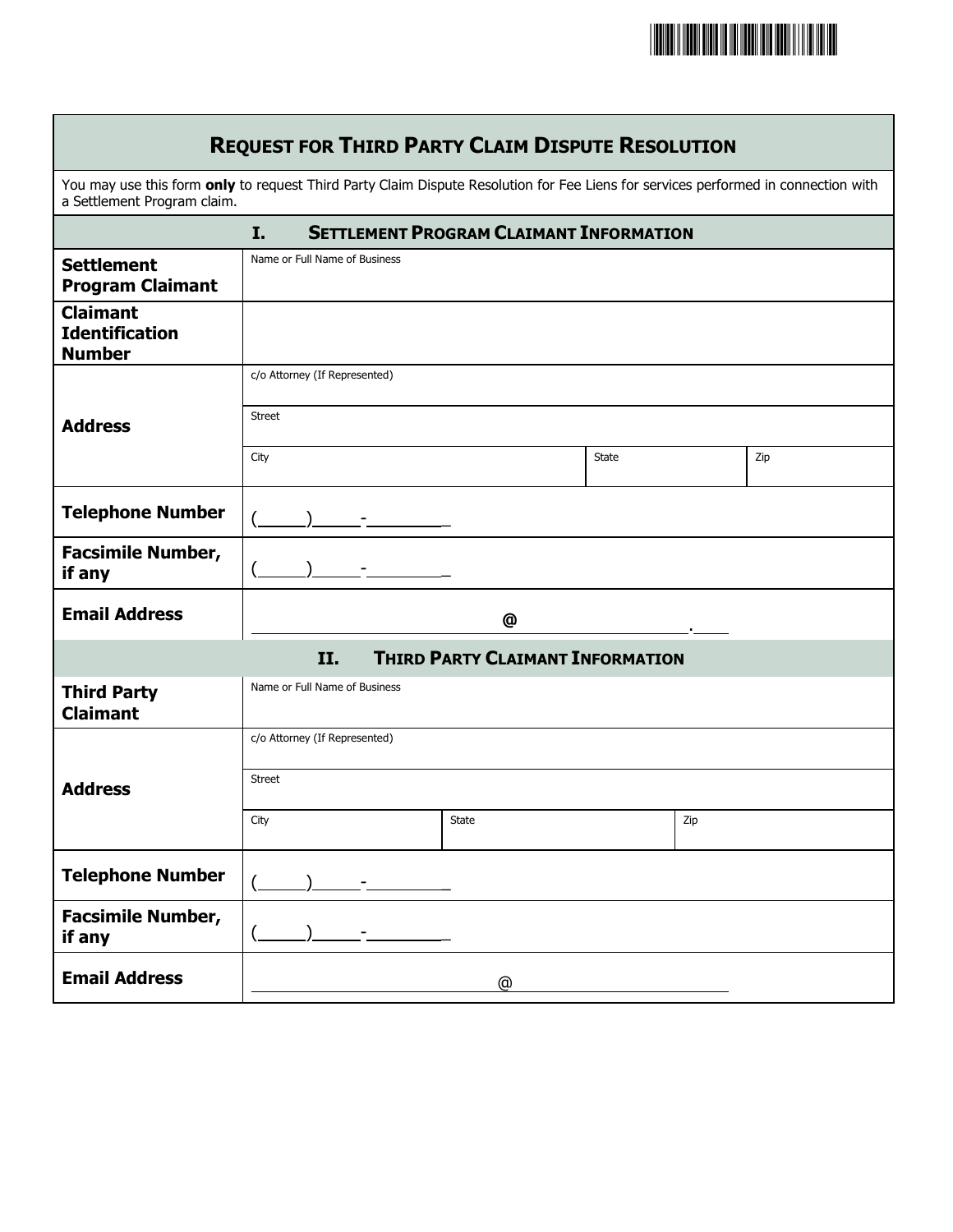# REQUEST FOR THIRD PARTY CLAIM DISPUTE RESOLUTION

You may use this form **only** to request Third Party Claim Dispute Resolution for Fee Liens for services performed in connection with a Settlement Program claim.

## I. SETTLEMENT PROGRAM CLAIMANT INFORMATION

| | | | |
|---|---|---|---|
| **Settlement Program Claimant** | Name or Full Name of Business | | |
| **Claimant Identification Number** | | | |
| **Address** | c/o Attorney (If Represented) | | |
| | Street | | |
| | City | State | Zip |
| **Telephone Number** | (____)____-________ | | |
| **Facsimile Number, if any** | (____)____-________ | | |
| **Email Address** | ____________@____________.____ | | |

## II. THIRD PARTY CLAIMANT INFORMATION

| | | | |
|---|---|---|---|
| **Third Party Claimant** | Name or Full Name of Business | | |
| **Address** | c/o Attorney (If Represented) | | |
| | Street | | |
| | City | State | Zip |
| **Telephone Number** | (____)____-________ | | |
| **Facsimile Number, if any** | (____)____-________ | | |
| **Email Address** | ____________@____________ | | |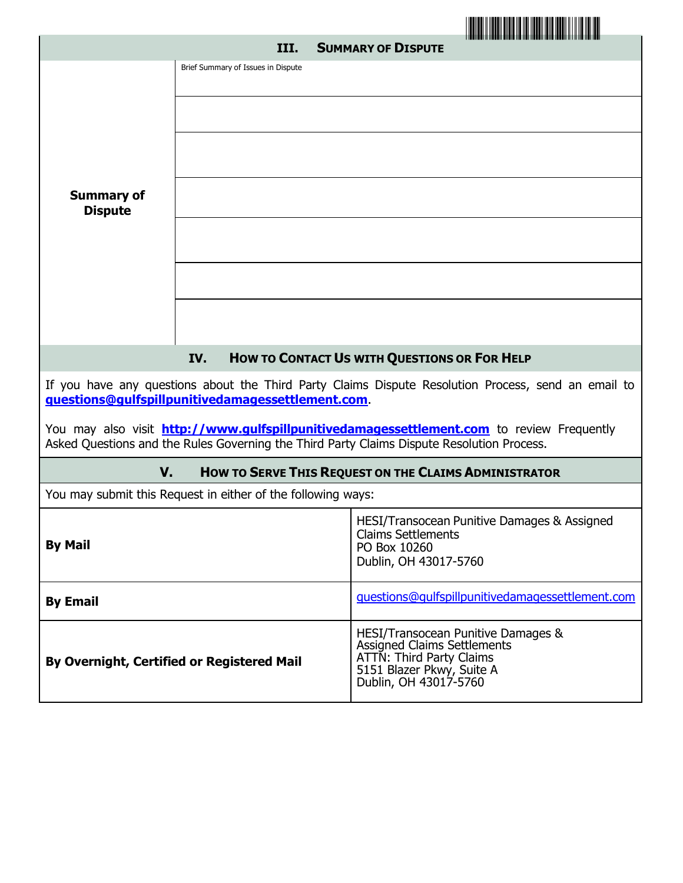## III. Summary of Dispute

| | |
|---|---|
| **Summary of Dispute** | Brief Summary of Issues in Dispute |
| | |
| | |
| | |
| | |
| | |
| | |

## IV. How to Contact Us with Questions or For Help

If you have any questions about the Third Party Claims Dispute Resolution Process, send an email to **questions@gulfspillpunitivedamagessettlement.com**.

You may also visit **http://www.gulfspillpunitivedamagessettlement.com** to review Frequently Asked Questions and the Rules Governing the Third Party Claims Dispute Resolution Process.

## V. How to Serve This Request on the Claims Administrator

You may submit this Request in either of the following ways:

| | |
|---|---|
| **By Mail** | HESI/Transocean Punitive Damages & Assigned Claims Settlements<br>PO Box 10260<br>Dublin, OH 43017-5760 |
| **By Email** | questions@gulfspillpunitivedamagessettlement.com |
| **By Overnight, Certified or Registered Mail** | HESI/Transocean Punitive Damages & Assigned Claims Settlements<br>ATTN: Third Party Claims<br>5151 Blazer Pkwy, Suite A<br>Dublin, OH 43017-5760 |